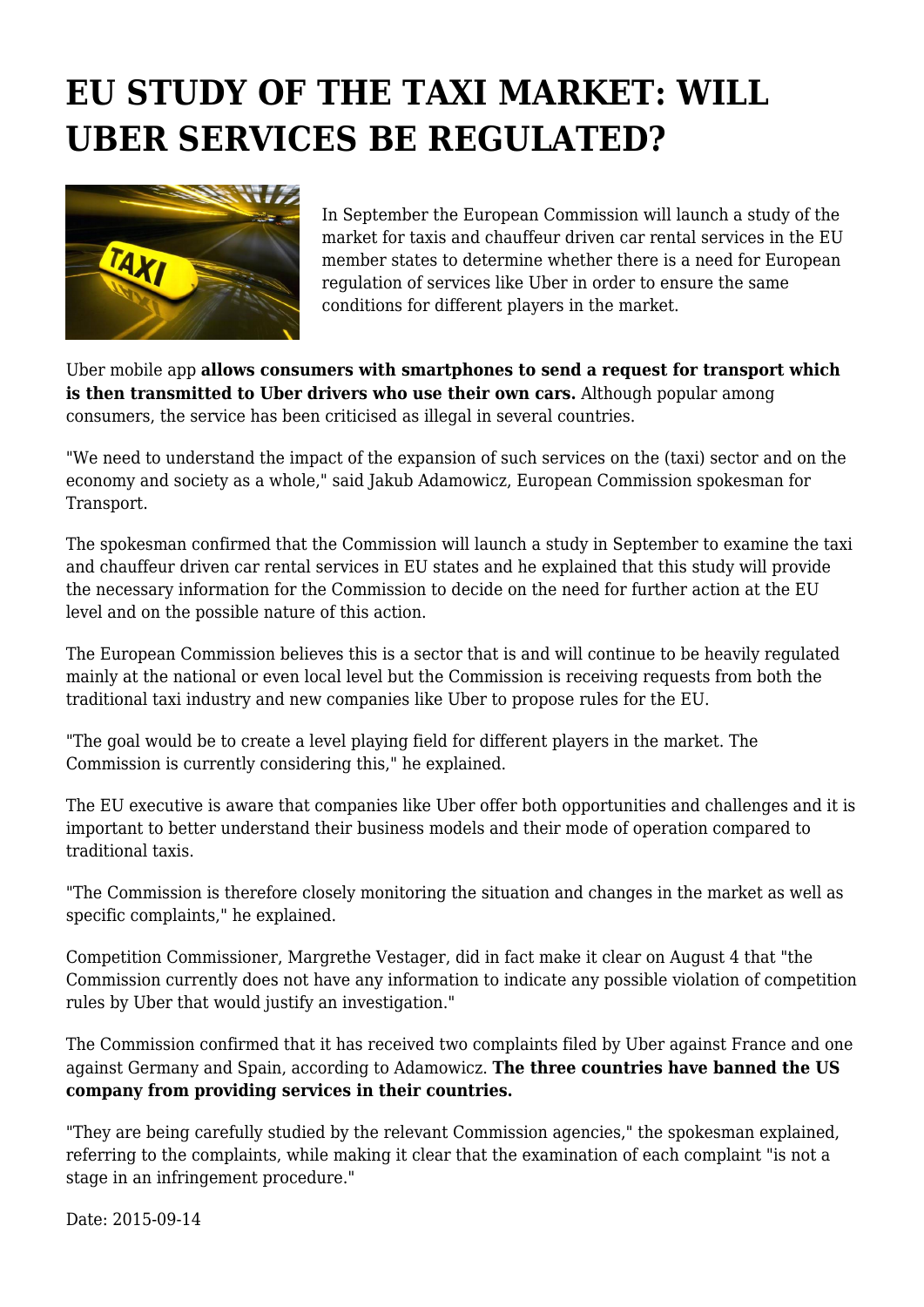# EU STUDY OF THE TAXI MARKET: WILL UBER SERVICES BE REGULATED?

In September the European Commission will launch a study of the market for taxis and chauffeur driven car rental services in the EU member states to determine whether there is a need for European regulation of services like Uber in order to ensure the same conditions for different players in the market.

Uber mobile app **allows consumers with smartphones to send a request for transport which is then transmitted to Uber drivers who use their own cars.** Although popular among consumers, the service has been criticised as illegal in several countries.

"We need to understand the impact of the expansion of such services on the (taxi) sector and on the economy and society as a whole," said Jakub Adamowicz, European Commission spokesman for Transport.

The spokesman confirmed that the Commission will launch a study in September to examine the taxi and chauffeur driven car rental services in EU states and he explained that this study will provide the necessary information for the Commission to decide on the need for further action at the EU level and on the possible nature of this action.

The European Commission believes this is a sector that is and will continue to be heavily regulated mainly at the national or even local level but the Commission is receiving requests from both the traditional taxi industry and new companies like Uber to propose rules for the EU.

"The goal would be to create a level playing field for different players in the market. The Commission is currently considering this," he explained.

The EU executive is aware that companies like Uber offer both opportunities and challenges and it is important to better understand their business models and their mode of operation compared to traditional taxis.

"The Commission is therefore closely monitoring the situation and changes in the market as well as specific complaints," he explained.

Competition Commissioner, Margrethe Vestager, did in fact make it clear on August 4 that "the Commission currently does not have any information to indicate any possible violation of competition rules by Uber that would justify an investigation."

The Commission confirmed that it has received two complaints filed by Uber against France and one against Germany and Spain, according to Adamowicz. **The three countries have banned the US company from providing services in their countries.**

"They are being carefully studied by the relevant Commission agencies," the spokesman explained, referring to the complaints, while making it clear that the examination of each complaint "is not a stage in an infringement procedure."

Date: 2015-09-14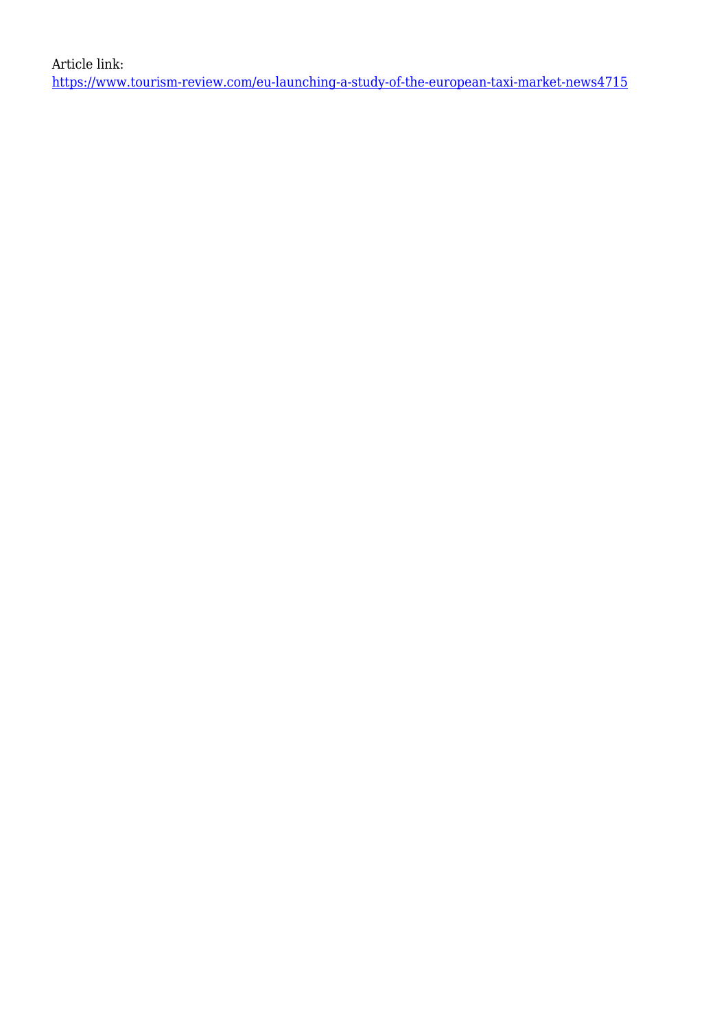Article link:
[https://www.tourism-review.com/eu-launching-a-study-of-the-european-taxi-market-news4715](https://www.tourism-review.com/eu-launching-a-study-of-the-european-taxi-market-news4715)